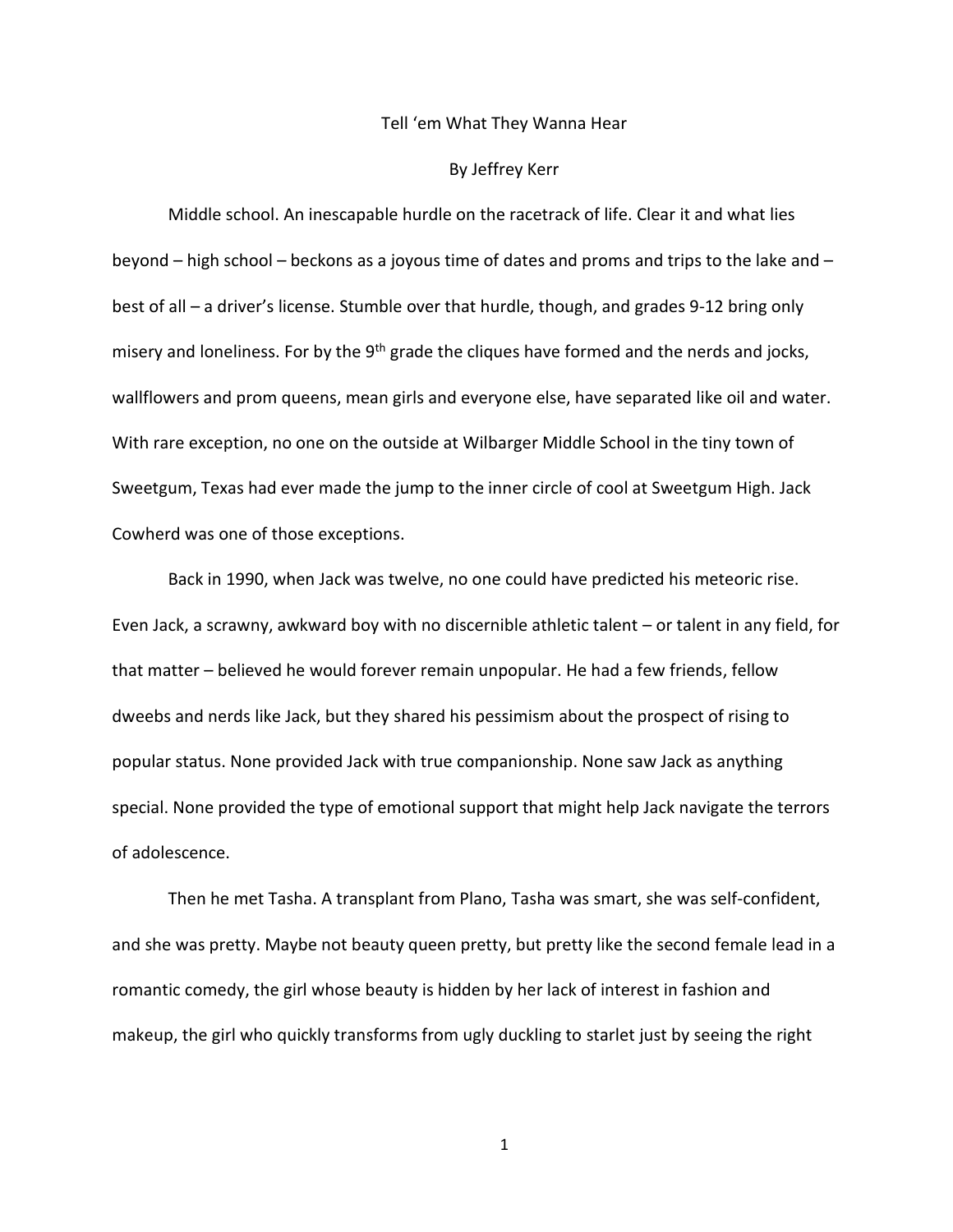# Tell 'em What They Wanna Hear

By Jeffrey Kerr

Middle school. An inescapable hurdle on the racetrack of life. Clear it and what lies beyond – high school – beckons as a joyous time of dates and proms and trips to the lake and – best of all – a driver's license. Stumble over that hurdle, though, and grades 9-12 bring only misery and loneliness. For by the 9th grade the cliques have formed and the nerds and jocks, wallflowers and prom queens, mean girls and everyone else, have separated like oil and water. With rare exception, no one on the outside at Wilbarger Middle School in the tiny town of Sweetgum, Texas had ever made the jump to the inner circle of cool at Sweetgum High. Jack Cowherd was one of those exceptions.

Back in 1990, when Jack was twelve, no one could have predicted his meteoric rise. Even Jack, a scrawny, awkward boy with no discernible athletic talent – or talent in any field, for that matter – believed he would forever remain unpopular. He had a few friends, fellow dweebs and nerds like Jack, but they shared his pessimism about the prospect of rising to popular status. None provided Jack with true companionship. None saw Jack as anything special. None provided the type of emotional support that might help Jack navigate the terrors of adolescence.

Then he met Tasha. A transplant from Plano, Tasha was smart, she was self-confident, and she was pretty. Maybe not beauty queen pretty, but pretty like the second female lead in a romantic comedy, the girl whose beauty is hidden by her lack of interest in fashion and makeup, the girl who quickly transforms from ugly duckling to starlet just by seeing the right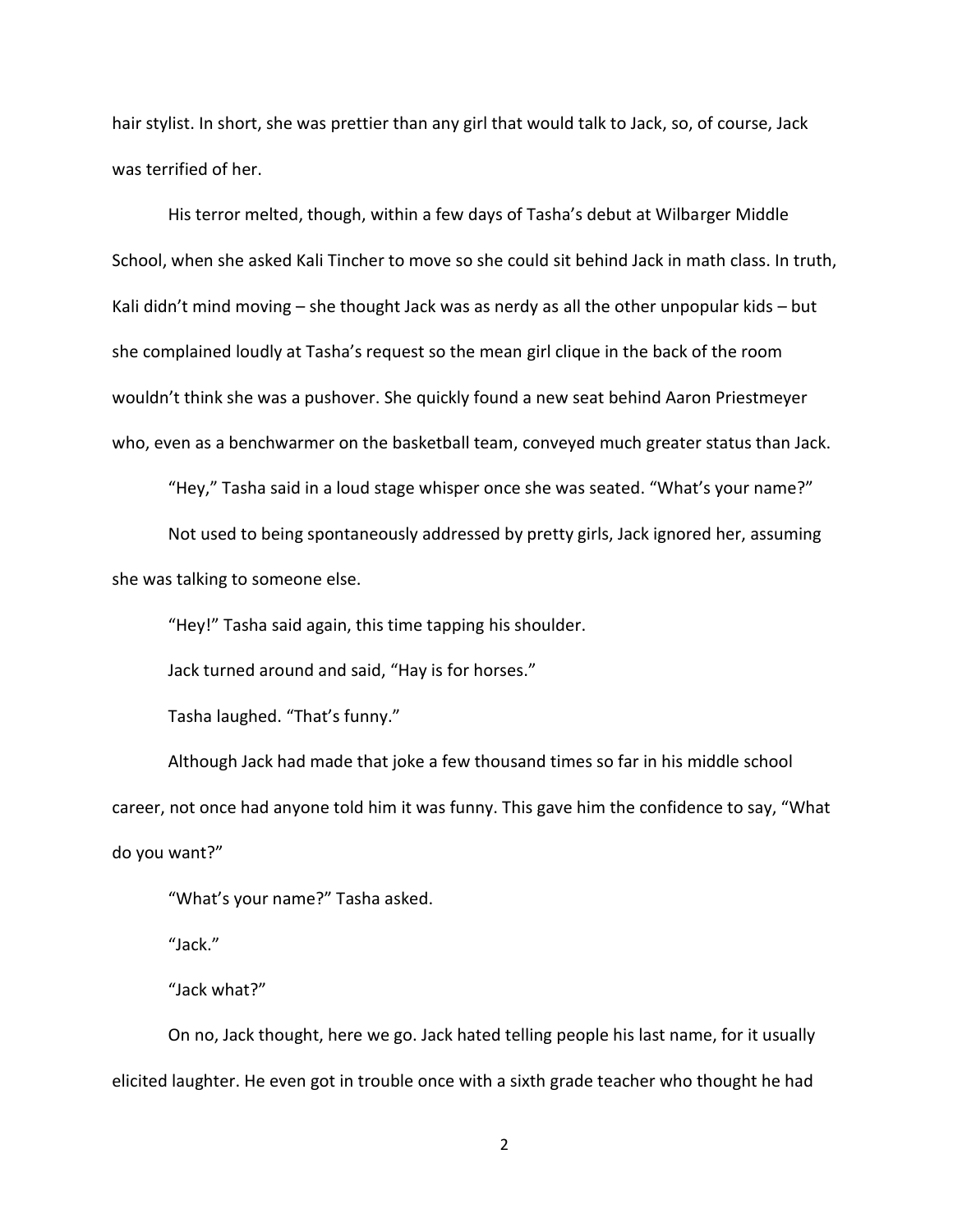hair stylist. In short, she was prettier than any girl that would talk to Jack, so, of course, Jack was terrified of her.

His terror melted, though, within a few days of Tasha's debut at Wilbarger Middle School, when she asked Kali Tincher to move so she could sit behind Jack in math class. In truth, Kali didn't mind moving – she thought Jack was as nerdy as all the other unpopular kids – but she complained loudly at Tasha's request so the mean girl clique in the back of the room wouldn't think she was a pushover. She quickly found a new seat behind Aaron Priestmeyer who, even as a benchwarmer on the basketball team, conveyed much greater status than Jack.

"Hey," Tasha said in a loud stage whisper once she was seated. "What's your name?"

Not used to being spontaneously addressed by pretty girls, Jack ignored her, assuming she was talking to someone else.

"Hey!" Tasha said again, this time tapping his shoulder.

Jack turned around and said, "Hay is for horses."

Tasha laughed. "That's funny."

Although Jack had made that joke a few thousand times so far in his middle school career, not once had anyone told him it was funny. This gave him the confidence to say, "What do you want?"

"What's your name?" Tasha asked.

"Jack."

"Jack what?"

On no, Jack thought, here we go. Jack hated telling people his last name, for it usually elicited laughter. He even got in trouble once with a sixth grade teacher who thought he had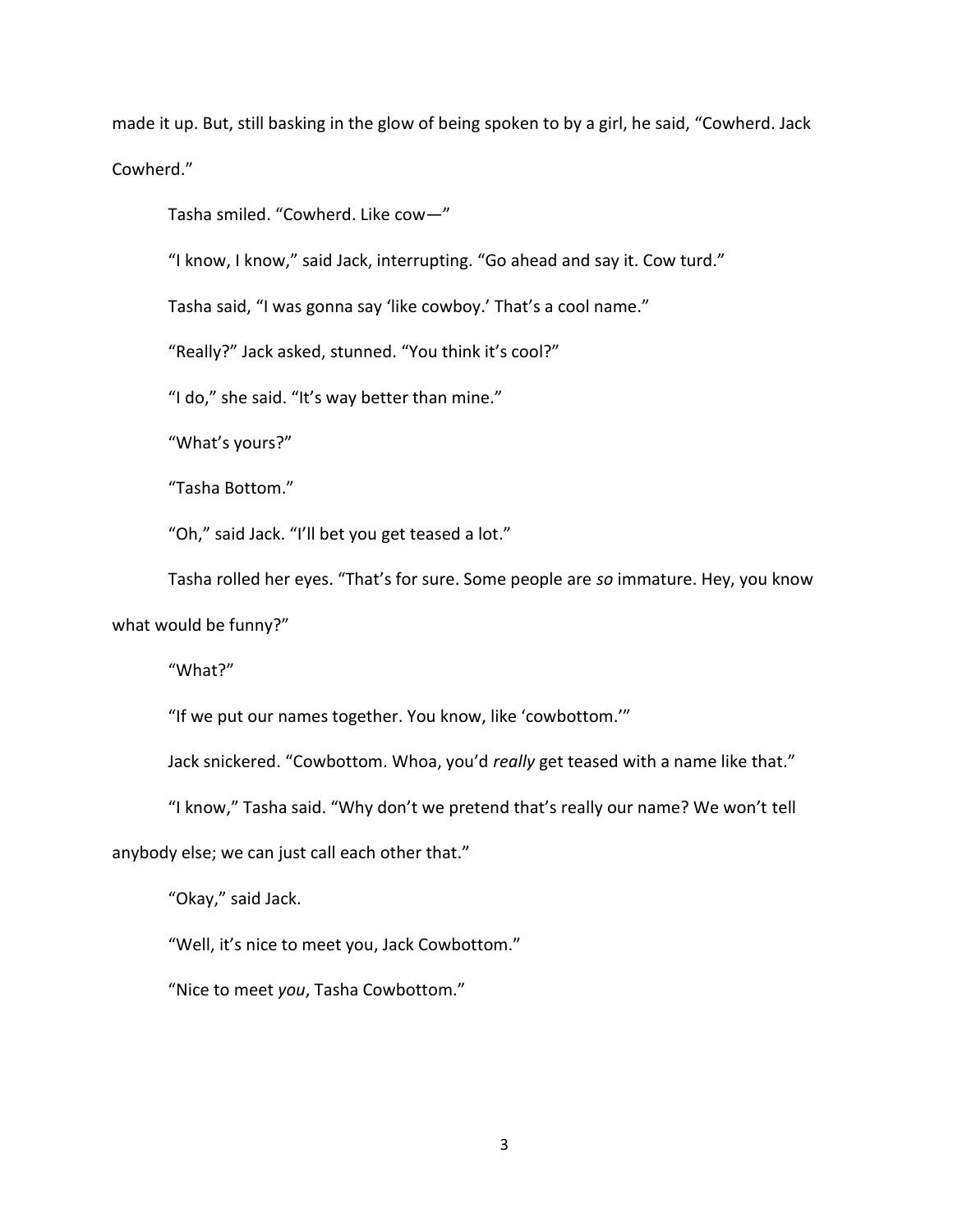made it up. But, still basking in the glow of being spoken to by a girl, he said, "Cowherd. Jack Cowherd."

Tasha smiled. "Cowherd. Like cow—"

"I know, I know," said Jack, interrupting. "Go ahead and say it. Cow turd."

Tasha said, "I was gonna say 'like cowboy.' That's a cool name."

"Really?" Jack asked, stunned. "You think it's cool?"

"I do," she said. "It's way better than mine."

"What's yours?"

"Tasha Bottom."

"Oh," said Jack. "I'll bet you get teased a lot."

Tasha rolled her eyes. "That's for sure. Some people are *so* immature. Hey, you know what would be funny?"

"What?"

"If we put our names together. You know, like 'cowbottom.'"

Jack snickered. "Cowbottom. Whoa, you'd *really* get teased with a name like that."

"I know," Tasha said. "Why don't we pretend that's really our name? We won't tell anybody else; we can just call each other that."

"Okay," said Jack.

"Well, it's nice to meet you, Jack Cowbottom."

"Nice to meet *you*, Tasha Cowbottom."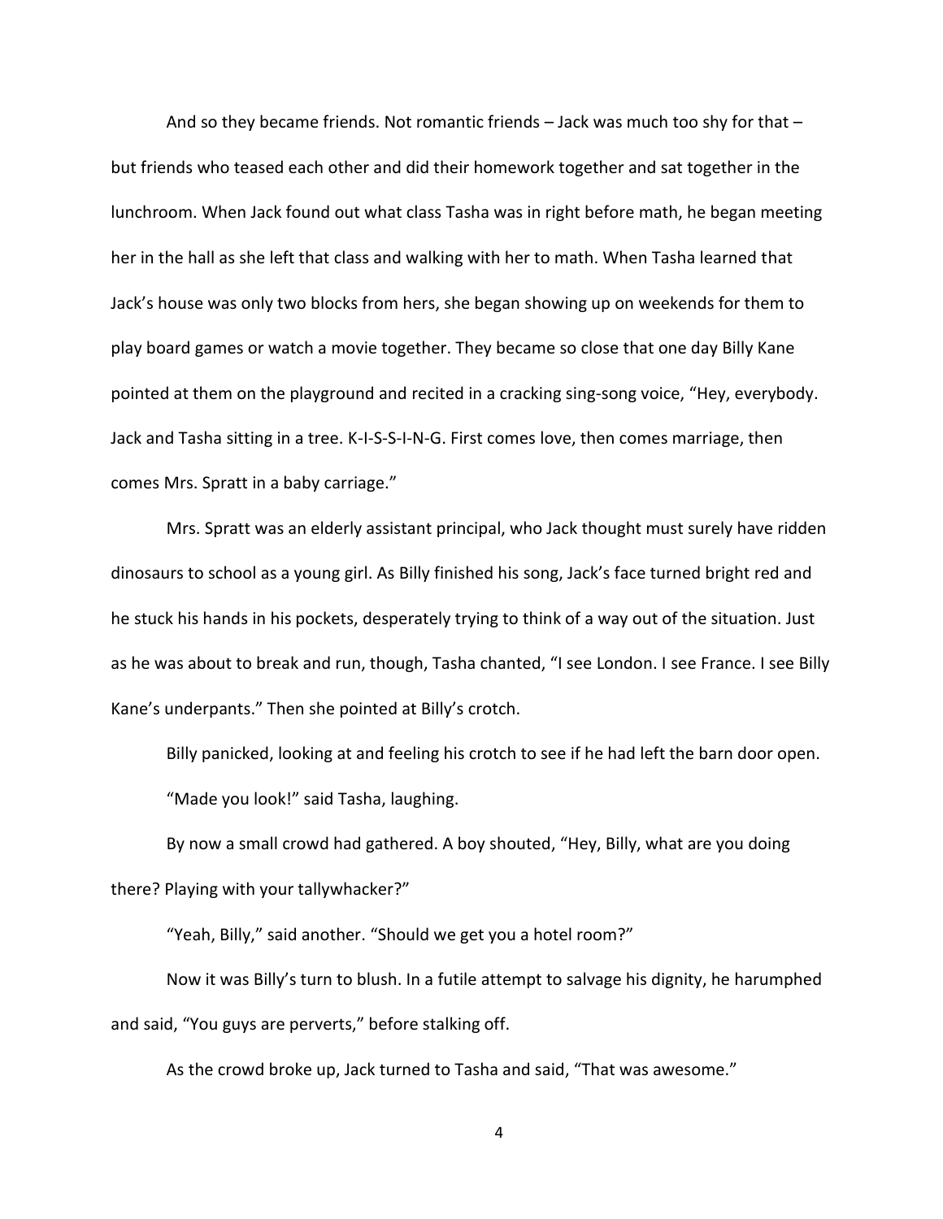And so they became friends. Not romantic friends – Jack was much too shy for that – but friends who teased each other and did their homework together and sat together in the lunchroom. When Jack found out what class Tasha was in right before math, he began meeting her in the hall as she left that class and walking with her to math. When Tasha learned that Jack's house was only two blocks from hers, she began showing up on weekends for them to play board games or watch a movie together. They became so close that one day Billy Kane pointed at them on the playground and recited in a cracking sing-song voice, "Hey, everybody. Jack and Tasha sitting in a tree. K-I-S-S-I-N-G. First comes love, then comes marriage, then comes Mrs. Spratt in a baby carriage."

Mrs. Spratt was an elderly assistant principal, who Jack thought must surely have ridden dinosaurs to school as a young girl. As Billy finished his song, Jack's face turned bright red and he stuck his hands in his pockets, desperately trying to think of a way out of the situation. Just as he was about to break and run, though, Tasha chanted, "I see London. I see France. I see Billy Kane's underpants." Then she pointed at Billy's crotch.

Billy panicked, looking at and feeling his crotch to see if he had left the barn door open.

"Made you look!" said Tasha, laughing.

By now a small crowd had gathered. A boy shouted, "Hey, Billy, what are you doing there? Playing with your tallywhacker?"

"Yeah, Billy," said another. "Should we get you a hotel room?"

Now it was Billy's turn to blush. In a futile attempt to salvage his dignity, he harumphed and said, "You guys are perverts," before stalking off.

As the crowd broke up, Jack turned to Tasha and said, "That was awesome."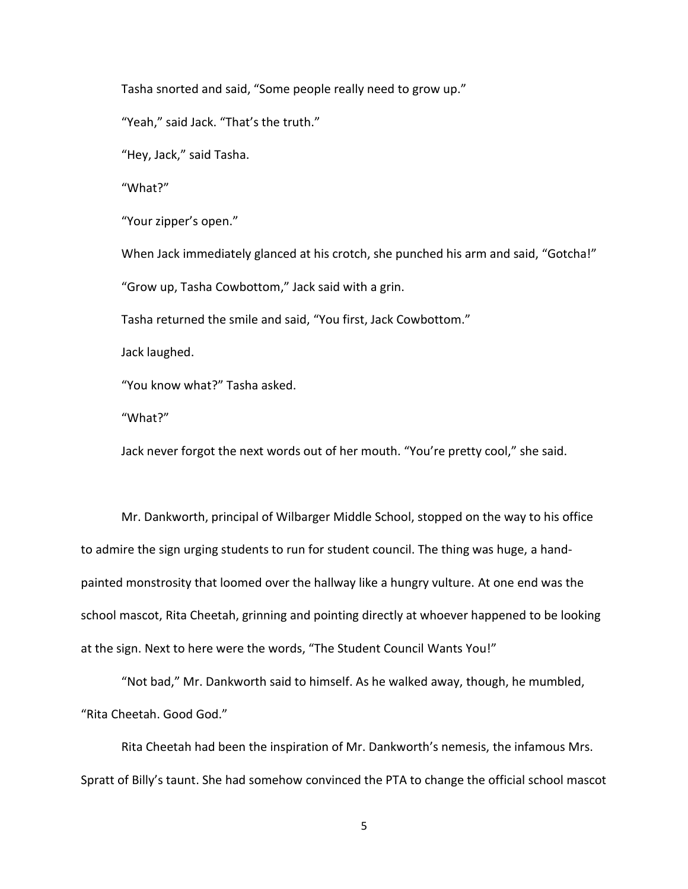Tasha snorted and said, “Some people really need to grow up.”

“Yeah,” said Jack. “That’s the truth.”

“Hey, Jack,” said Tasha.

“What?”

“Your zipper’s open.”

When Jack immediately glanced at his crotch, she punched his arm and said, “Gotcha!”

“Grow up, Tasha Cowbottom,” Jack said with a grin.

Tasha returned the smile and said, “You first, Jack Cowbottom.”

Jack laughed.

“You know what?” Tasha asked.

“What?”

Jack never forgot the next words out of her mouth. “You’re pretty cool,” she said.

Mr. Dankworth, principal of Wilbarger Middle School, stopped on the way to his office to admire the sign urging students to run for student council. The thing was huge, a hand-painted monstrosity that loomed over the hallway like a hungry vulture. At one end was the school mascot, Rita Cheetah, grinning and pointing directly at whoever happened to be looking at the sign. Next to here were the words, “The Student Council Wants You!”

“Not bad,” Mr. Dankworth said to himself. As he walked away, though, he mumbled, “Rita Cheetah. Good God.”

Rita Cheetah had been the inspiration of Mr. Dankworth’s nemesis, the infamous Mrs. Spratt of Billy’s taunt. She had somehow convinced the PTA to change the official school mascot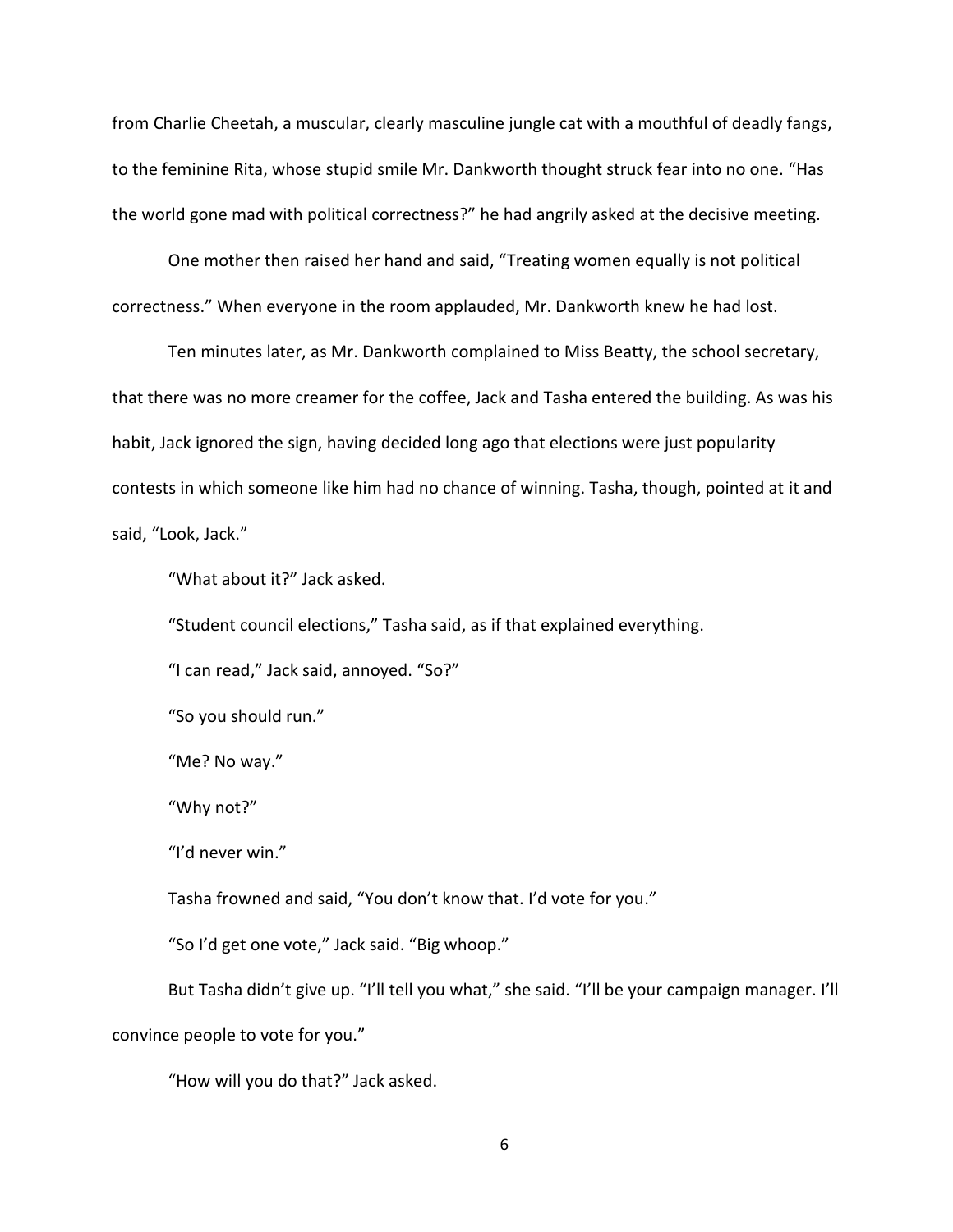from Charlie Cheetah, a muscular, clearly masculine jungle cat with a mouthful of deadly fangs, to the feminine Rita, whose stupid smile Mr. Dankworth thought struck fear into no one. "Has the world gone mad with political correctness?" he had angrily asked at the decisive meeting.

One mother then raised her hand and said, "Treating women equally is not political correctness." When everyone in the room applauded, Mr. Dankworth knew he had lost.

Ten minutes later, as Mr. Dankworth complained to Miss Beatty, the school secretary, that there was no more creamer for the coffee, Jack and Tasha entered the building. As was his habit, Jack ignored the sign, having decided long ago that elections were just popularity contests in which someone like him had no chance of winning. Tasha, though, pointed at it and said, "Look, Jack."

"What about it?" Jack asked.

"Student council elections," Tasha said, as if that explained everything.

"I can read," Jack said, annoyed. "So?"

"So you should run."

"Me? No way."

"Why not?"

"I'd never win."

Tasha frowned and said, "You don't know that. I'd vote for you."

"So I'd get one vote," Jack said. "Big whoop."

But Tasha didn't give up. "I'll tell you what," she said. "I'll be your campaign manager. I'll convince people to vote for you."

"How will you do that?" Jack asked.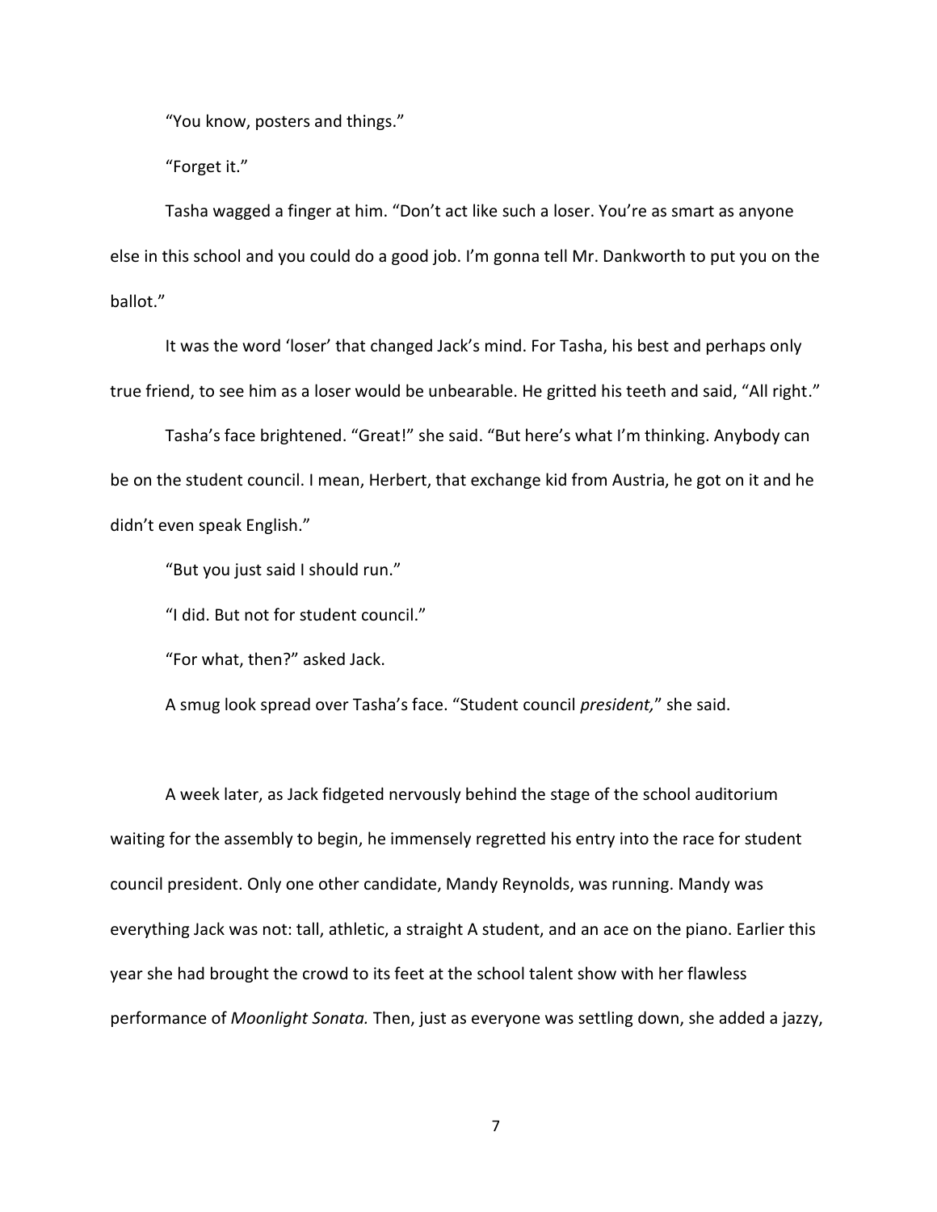"You know, posters and things."

"Forget it."

Tasha wagged a finger at him. "Don't act like such a loser. You're as smart as anyone else in this school and you could do a good job. I'm gonna tell Mr. Dankworth to put you on the ballot."

It was the word 'loser' that changed Jack's mind. For Tasha, his best and perhaps only true friend, to see him as a loser would be unbearable. He gritted his teeth and said, "All right."

Tasha's face brightened. "Great!" she said. "But here's what I'm thinking. Anybody can be on the student council. I mean, Herbert, that exchange kid from Austria, he got on it and he didn't even speak English."

"But you just said I should run."

"I did. But not for student council."

"For what, then?" asked Jack.

A smug look spread over Tasha's face. "Student council *president,*" she said.

A week later, as Jack fidgeted nervously behind the stage of the school auditorium waiting for the assembly to begin, he immensely regretted his entry into the race for student council president. Only one other candidate, Mandy Reynolds, was running. Mandy was everything Jack was not: tall, athletic, a straight A student, and an ace on the piano. Earlier this year she had brought the crowd to its feet at the school talent show with her flawless performance of *Moonlight Sonata.* Then, just as everyone was settling down, she added a jazzy,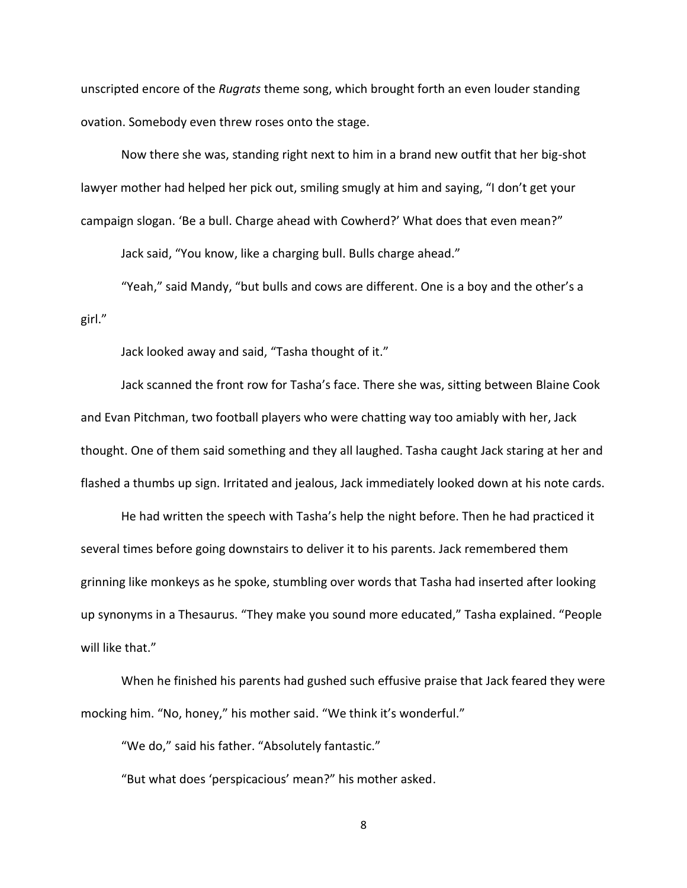unscripted encore of the *Rugrats* theme song, which brought forth an even louder standing ovation. Somebody even threw roses onto the stage.

Now there she was, standing right next to him in a brand new outfit that her big-shot lawyer mother had helped her pick out, smiling smugly at him and saying, "I don't get your campaign slogan. 'Be a bull. Charge ahead with Cowherd?' What does that even mean?"

Jack said, "You know, like a charging bull. Bulls charge ahead."

"Yeah," said Mandy, "but bulls and cows are different. One is a boy and the other's a girl."

Jack looked away and said, "Tasha thought of it."

Jack scanned the front row for Tasha's face. There she was, sitting between Blaine Cook and Evan Pitchman, two football players who were chatting way too amiably with her, Jack thought. One of them said something and they all laughed. Tasha caught Jack staring at her and flashed a thumbs up sign. Irritated and jealous, Jack immediately looked down at his note cards.

He had written the speech with Tasha's help the night before. Then he had practiced it several times before going downstairs to deliver it to his parents. Jack remembered them grinning like monkeys as he spoke, stumbling over words that Tasha had inserted after looking up synonyms in a Thesaurus. "They make you sound more educated," Tasha explained. "People will like that."

When he finished his parents had gushed such effusive praise that Jack feared they were mocking him. "No, honey," his mother said. "We think it's wonderful."

"We do," said his father. "Absolutely fantastic."

"But what does 'perspicacious' mean?" his mother asked.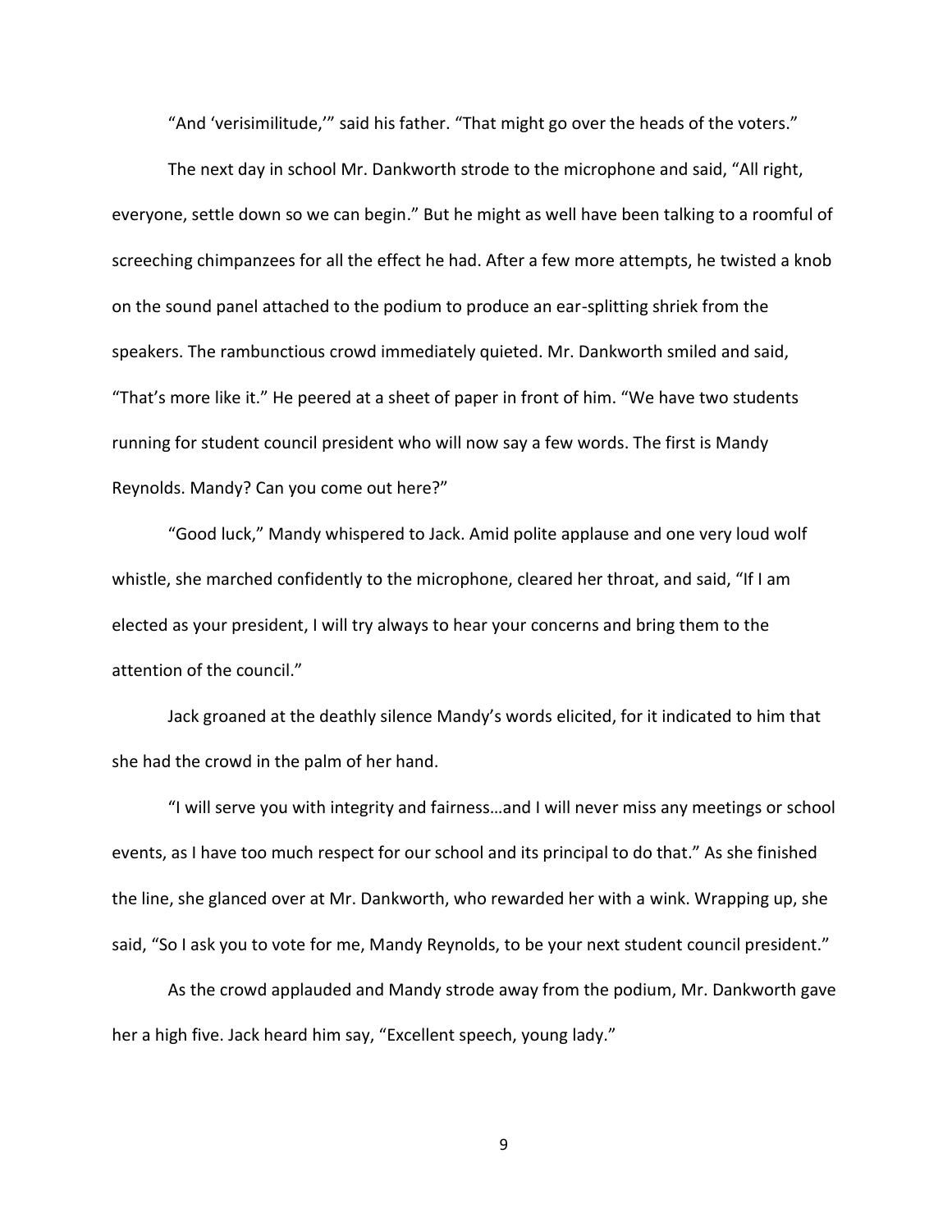"And 'verisimilitude,'" said his father. "That might go over the heads of the voters."

The next day in school Mr. Dankworth strode to the microphone and said, "All right, everyone, settle down so we can begin." But he might as well have been talking to a roomful of screeching chimpanzees for all the effect he had. After a few more attempts, he twisted a knob on the sound panel attached to the podium to produce an ear-splitting shriek from the speakers. The rambunctious crowd immediately quieted. Mr. Dankworth smiled and said, "That's more like it." He peered at a sheet of paper in front of him. "We have two students running for student council president who will now say a few words. The first is Mandy Reynolds. Mandy? Can you come out here?"

"Good luck," Mandy whispered to Jack. Amid polite applause and one very loud wolf whistle, she marched confidently to the microphone, cleared her throat, and said, "If I am elected as your president, I will try always to hear your concerns and bring them to the attention of the council."

Jack groaned at the deathly silence Mandy's words elicited, for it indicated to him that she had the crowd in the palm of her hand.

"I will serve you with integrity and fairness…and I will never miss any meetings or school events, as I have too much respect for our school and its principal to do that." As she finished the line, she glanced over at Mr. Dankworth, who rewarded her with a wink. Wrapping up, she said, "So I ask you to vote for me, Mandy Reynolds, to be your next student council president."

As the crowd applauded and Mandy strode away from the podium, Mr. Dankworth gave her a high five. Jack heard him say, "Excellent speech, young lady."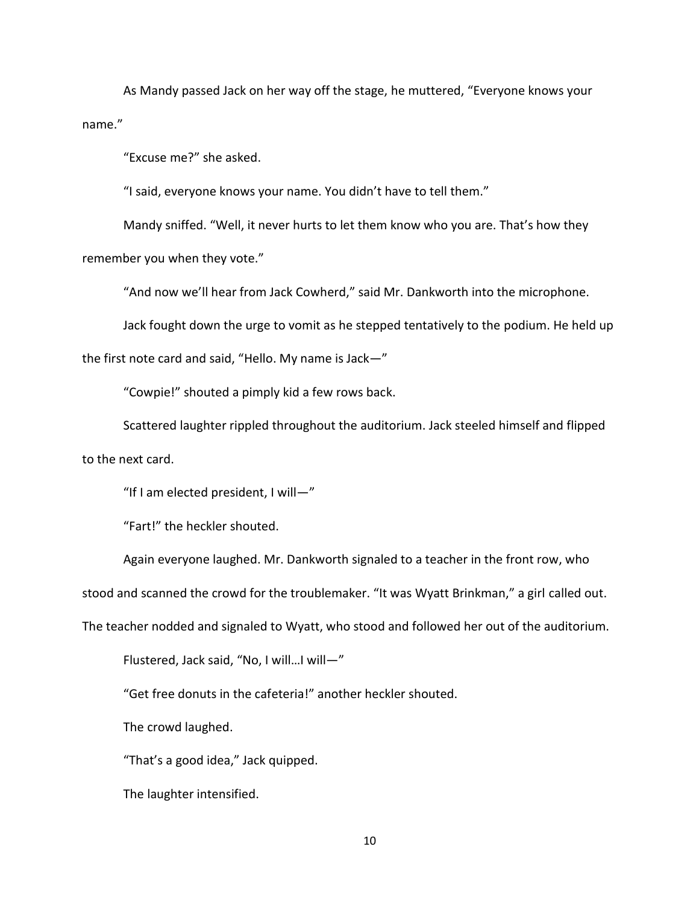As Mandy passed Jack on her way off the stage, he muttered, "Everyone knows your name."

"Excuse me?" she asked.

"I said, everyone knows your name. You didn't have to tell them."

Mandy sniffed. "Well, it never hurts to let them know who you are. That's how they remember you when they vote."

"And now we'll hear from Jack Cowherd," said Mr. Dankworth into the microphone.

Jack fought down the urge to vomit as he stepped tentatively to the podium. He held up the first note card and said, "Hello. My name is Jack—"

"Cowpie!" shouted a pimply kid a few rows back.

Scattered laughter rippled throughout the auditorium. Jack steeled himself and flipped to the next card.

"If I am elected president, I will—"

"Fart!" the heckler shouted.

Again everyone laughed. Mr. Dankworth signaled to a teacher in the front row, who stood and scanned the crowd for the troublemaker. "It was Wyatt Brinkman," a girl called out. The teacher nodded and signaled to Wyatt, who stood and followed her out of the auditorium.

Flustered, Jack said, "No, I will…I will—"

"Get free donuts in the cafeteria!" another heckler shouted.

The crowd laughed.

"That's a good idea," Jack quipped.

The laughter intensified.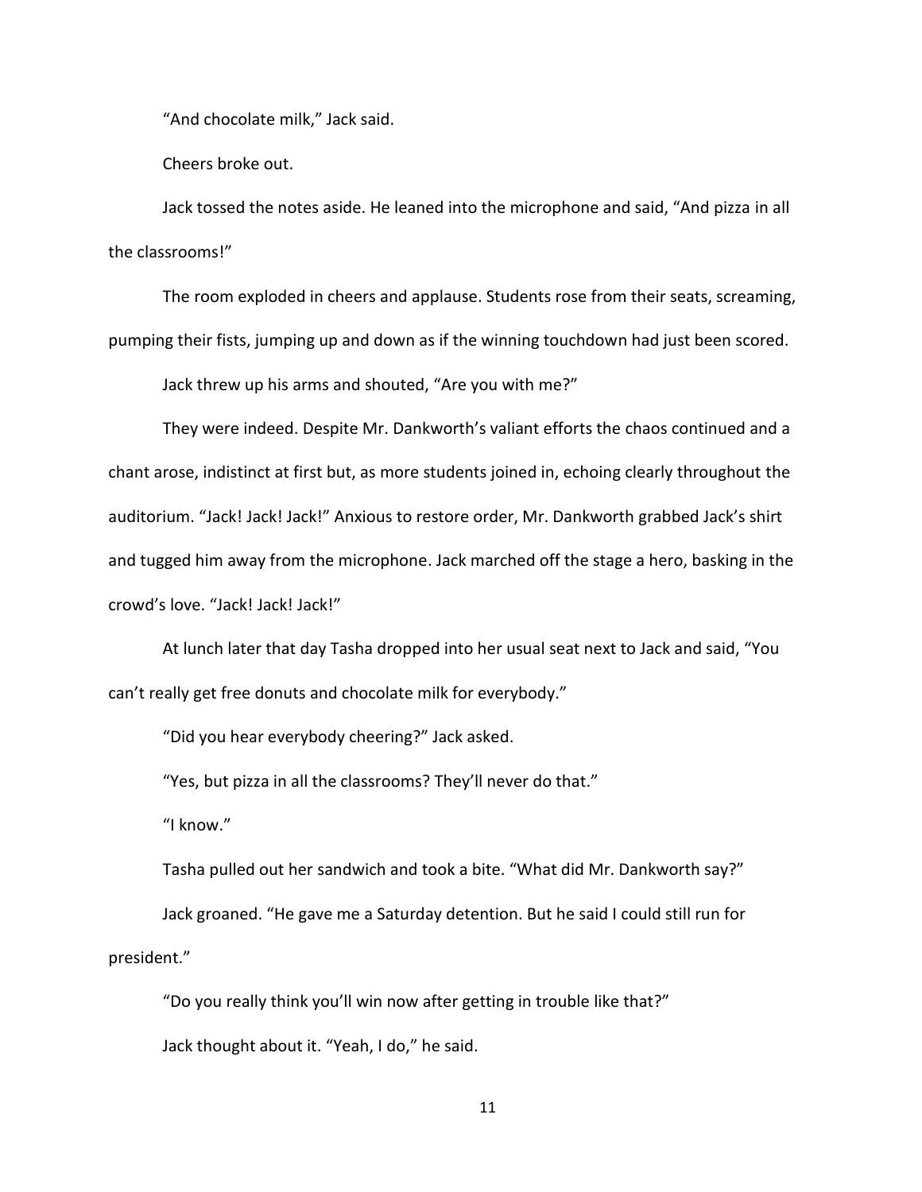"And chocolate milk," Jack said.

Cheers broke out.

Jack tossed the notes aside. He leaned into the microphone and said, "And pizza in all the classrooms!"

The room exploded in cheers and applause. Students rose from their seats, screaming, pumping their fists, jumping up and down as if the winning touchdown had just been scored.

Jack threw up his arms and shouted, "Are you with me?"

They were indeed. Despite Mr. Dankworth's valiant efforts the chaos continued and a chant arose, indistinct at first but, as more students joined in, echoing clearly throughout the auditorium. "Jack! Jack! Jack!" Anxious to restore order, Mr. Dankworth grabbed Jack's shirt and tugged him away from the microphone. Jack marched off the stage a hero, basking in the crowd's love. "Jack! Jack! Jack!"

At lunch later that day Tasha dropped into her usual seat next to Jack and said, "You can't really get free donuts and chocolate milk for everybody."

"Did you hear everybody cheering?" Jack asked.

"Yes, but pizza in all the classrooms? They'll never do that."

"I know."

Tasha pulled out her sandwich and took a bite. "What did Mr. Dankworth say?"

Jack groaned. "He gave me a Saturday detention. But he said I could still run for president."

"Do you really think you'll win now after getting in trouble like that?"

Jack thought about it. "Yeah, I do," he said.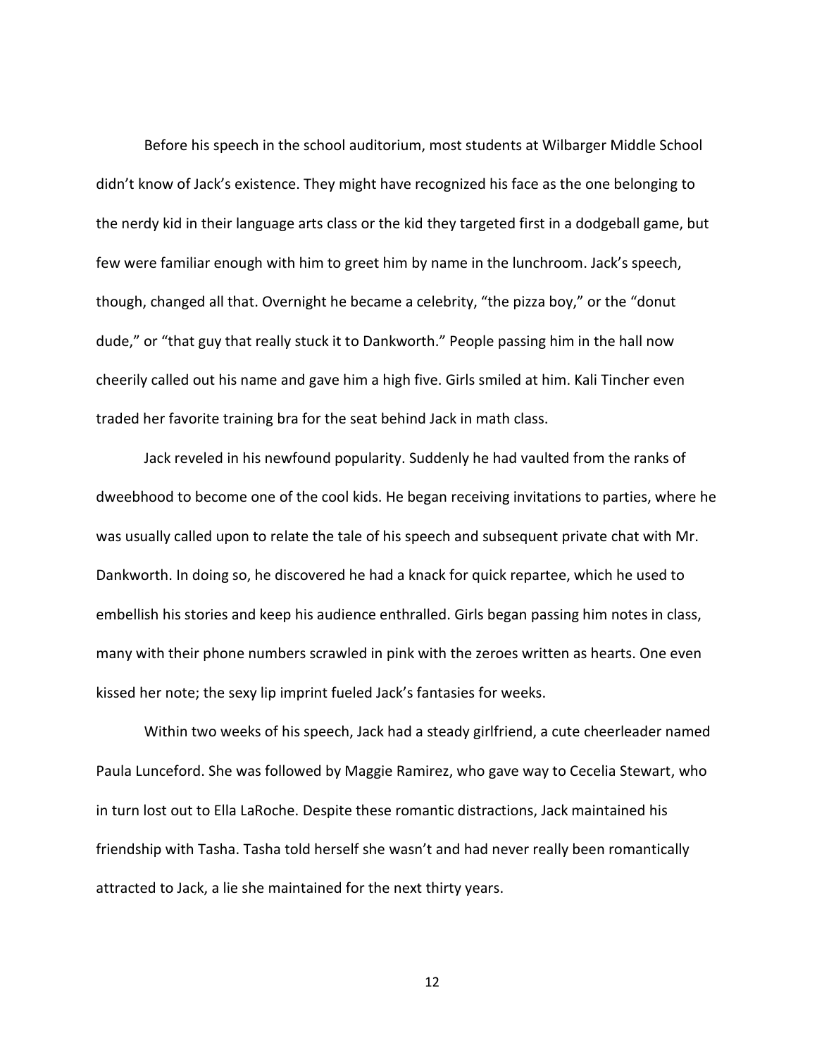Before his speech in the school auditorium, most students at Wilbarger Middle School didn't know of Jack's existence. They might have recognized his face as the one belonging to the nerdy kid in their language arts class or the kid they targeted first in a dodgeball game, but few were familiar enough with him to greet him by name in the lunchroom. Jack's speech, though, changed all that. Overnight he became a celebrity, "the pizza boy," or the "donut dude," or "that guy that really stuck it to Dankworth." People passing him in the hall now cheerily called out his name and gave him a high five. Girls smiled at him. Kali Tincher even traded her favorite training bra for the seat behind Jack in math class.

Jack reveled in his newfound popularity. Suddenly he had vaulted from the ranks of dweebhood to become one of the cool kids. He began receiving invitations to parties, where he was usually called upon to relate the tale of his speech and subsequent private chat with Mr. Dankworth. In doing so, he discovered he had a knack for quick repartee, which he used to embellish his stories and keep his audience enthralled. Girls began passing him notes in class, many with their phone numbers scrawled in pink with the zeroes written as hearts. One even kissed her note; the sexy lip imprint fueled Jack's fantasies for weeks.

Within two weeks of his speech, Jack had a steady girlfriend, a cute cheerleader named Paula Lunceford. She was followed by Maggie Ramirez, who gave way to Cecelia Stewart, who in turn lost out to Ella LaRoche. Despite these romantic distractions, Jack maintained his friendship with Tasha. Tasha told herself she wasn't and had never really been romantically attracted to Jack, a lie she maintained for the next thirty years.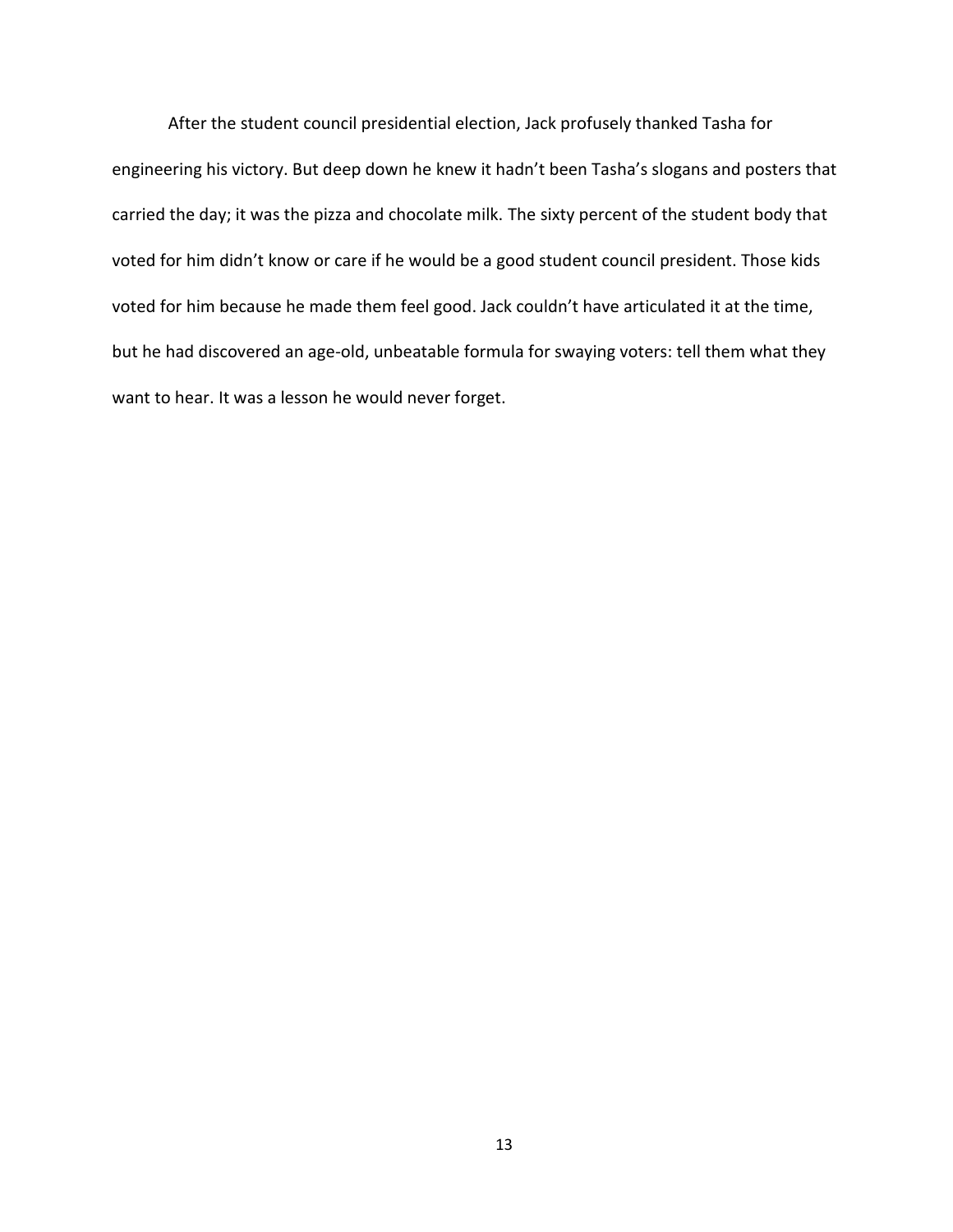After the student council presidential election, Jack profusely thanked Tasha for engineering his victory. But deep down he knew it hadn't been Tasha's slogans and posters that carried the day; it was the pizza and chocolate milk. The sixty percent of the student body that voted for him didn't know or care if he would be a good student council president. Those kids voted for him because he made them feel good. Jack couldn't have articulated it at the time, but he had discovered an age-old, unbeatable formula for swaying voters: tell them what they want to hear. It was a lesson he would never forget.